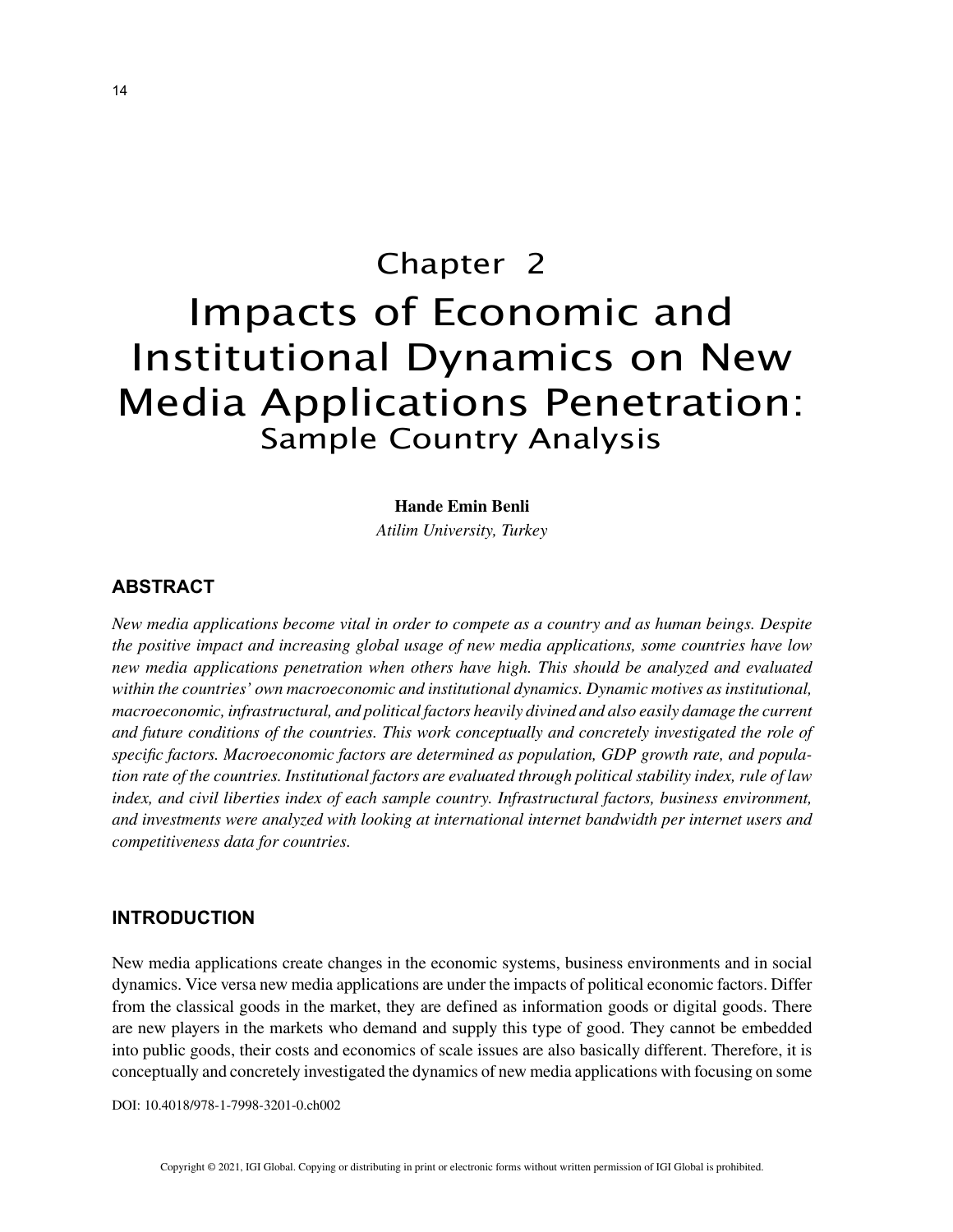# Chapter 2
# Impacts of Economic and Institutional Dynamics on New Media Applications Penetration:
## Sample Country Analysis

**Hande Emin Benli**

*Atilim University, Turkey*

## ABSTRACT

*New media applications become vital in order to compete as a country and as human beings. Despite the positive impact and increasing global usage of new media applications, some countries have low new media applications penetration when others have high. This should be analyzed and evaluated within the countries' own macroeconomic and institutional dynamics. Dynamic motives as institutional, macroeconomic, infrastructural, and political factors heavily divined and also easily damage the current and future conditions of the countries. This work conceptually and concretely investigated the role of specific factors. Macroeconomic factors are determined as population, GDP growth rate, and population rate of the countries. Institutional factors are evaluated through political stability index, rule of law index, and civil liberties index of each sample country. Infrastructural factors, business environment, and investments were analyzed with looking at international internet bandwidth per internet users and competitiveness data for countries.*

## INTRODUCTION

New media applications create changes in the economic systems, business environments and in social dynamics. Vice versa new media applications are under the impacts of political economic factors. Differ from the classical goods in the market, they are defined as information goods or digital goods. There are new players in the markets who demand and supply this type of good. They cannot be embedded into public goods, their costs and economics of scale issues are also basically different. Therefore, it is conceptually and concretely investigated the dynamics of new media applications with focusing on some

DOI: 10.4018/978-1-7998-3201-0.ch002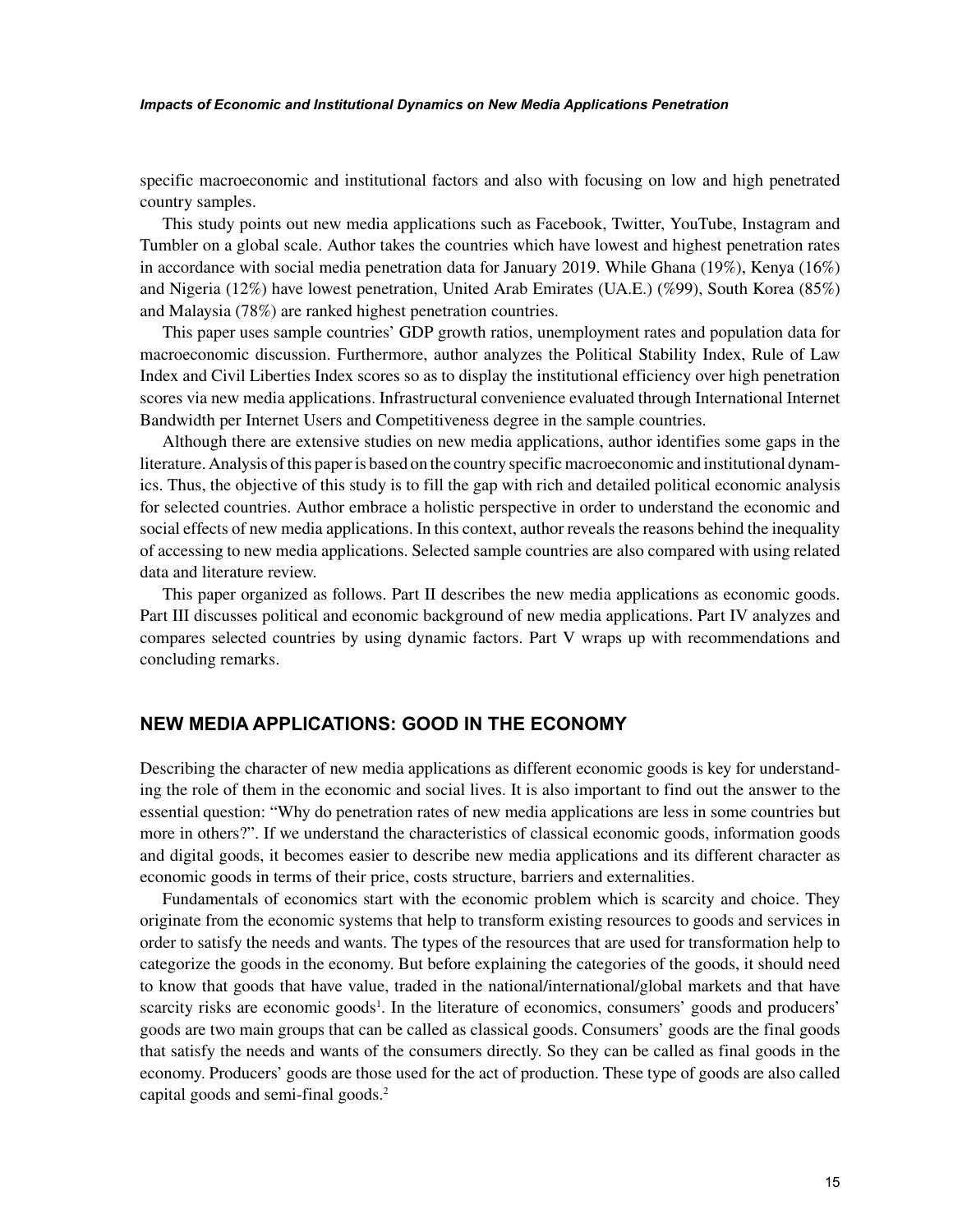specific macroeconomic and institutional factors and also with focusing on low and high penetrated country samples.

This study points out new media applications such as Facebook, Twitter, YouTube, Instagram and Tumbler on a global scale. Author takes the countries which have lowest and highest penetration rates in accordance with social media penetration data for January 2019. While Ghana (19%), Kenya (16%) and Nigeria (12%) have lowest penetration, United Arab Emirates (UA.E.) (%99), South Korea (85%) and Malaysia (78%) are ranked highest penetration countries.

This paper uses sample countries' GDP growth ratios, unemployment rates and population data for macroeconomic discussion. Furthermore, author analyzes the Political Stability Index, Rule of Law Index and Civil Liberties Index scores so as to display the institutional efficiency over high penetration scores via new media applications. Infrastructural convenience evaluated through International Internet Bandwidth per Internet Users and Competitiveness degree in the sample countries.

Although there are extensive studies on new media applications, author identifies some gaps in the literature. Analysis of this paper is based on the country specific macroeconomic and institutional dynamics. Thus, the objective of this study is to fill the gap with rich and detailed political economic analysis for selected countries. Author embrace a holistic perspective in order to understand the economic and social effects of new media applications. In this context, author reveals the reasons behind the inequality of accessing to new media applications. Selected sample countries are also compared with using related data and literature review.

This paper organized as follows. Part II describes the new media applications as economic goods. Part III discusses political and economic background of new media applications. Part IV analyzes and compares selected countries by using dynamic factors. Part V wraps up with recommendations and concluding remarks.

## NEW MEDIA APPLICATIONS: GOOD IN THE ECONOMY

Describing the character of new media applications as different economic goods is key for understanding the role of them in the economic and social lives. It is also important to find out the answer to the essential question: "Why do penetration rates of new media applications are less in some countries but more in others?". If we understand the characteristics of classical economic goods, information goods and digital goods, it becomes easier to describe new media applications and its different character as economic goods in terms of their price, costs structure, barriers and externalities.

Fundamentals of economics start with the economic problem which is scarcity and choice. They originate from the economic systems that help to transform existing resources to goods and services in order to satisfy the needs and wants. The types of the resources that are used for transformation help to categorize the goods in the economy. But before explaining the categories of the goods, it should need to know that goods that have value, traded in the national/international/global markets and that have scarcity risks are economic goods[1]. In the literature of economics, consumers' goods and producers' goods are two main groups that can be called as classical goods. Consumers' goods are the final goods that satisfy the needs and wants of the consumers directly. So they can be called as final goods in the economy. Producers' goods are those used for the act of production. These type of goods are also called capital goods and semi-final goods.[2]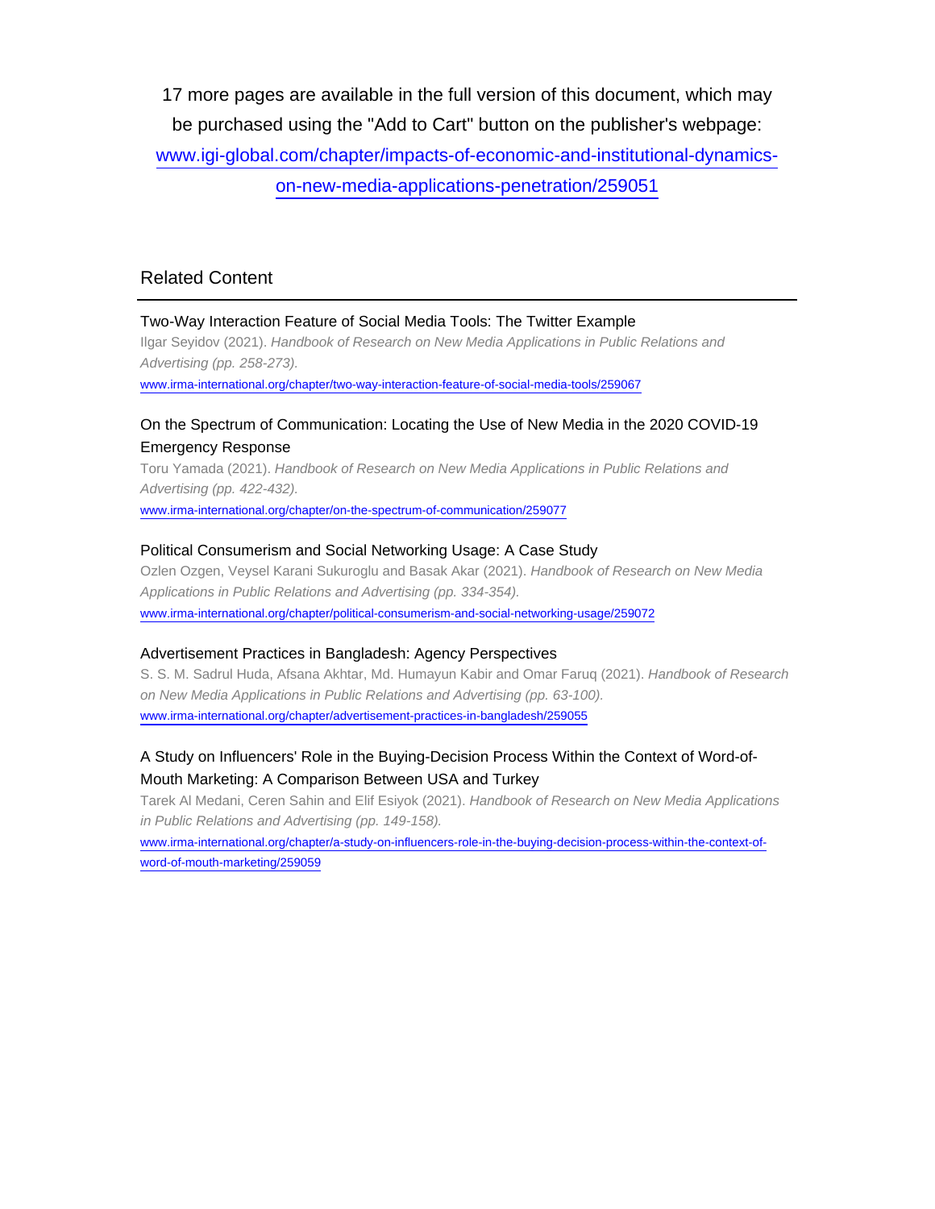17 more pages are available in the full version of this document, which may be purchased using the "Add to Cart" button on the publisher's webpage: [www.igi-global.com/chapter/impacts-of-economic-and-institutional-dynamics-on-new-media-applications-penetration/259051](www.igi-global.com/chapter/impacts-of-economic-and-institutional-dynamics-on-new-media-applications-penetration/259051)

## Related Content

Two-Way Interaction Feature of Social Media Tools: The Twitter Example
Ilgar Seyidov (2021). *Handbook of Research on New Media Applications in Public Relations and Advertising (pp. 258-273).*
[www.irma-international.org/chapter/two-way-interaction-feature-of-social-media-tools/259067](www.irma-international.org/chapter/two-way-interaction-feature-of-social-media-tools/259067)

On the Spectrum of Communication: Locating the Use of New Media in the 2020 COVID-19 Emergency Response
Toru Yamada (2021). *Handbook of Research on New Media Applications in Public Relations and Advertising (pp. 422-432).*
[www.irma-international.org/chapter/on-the-spectrum-of-communication/259077](www.irma-international.org/chapter/on-the-spectrum-of-communication/259077)

Political Consumerism and Social Networking Usage: A Case Study
Ozlen Ozgen, Veysel Karani Sukuroglu and Basak Akar (2021). *Handbook of Research on New Media Applications in Public Relations and Advertising (pp. 334-354).*
[www.irma-international.org/chapter/political-consumerism-and-social-networking-usage/259072](www.irma-international.org/chapter/political-consumerism-and-social-networking-usage/259072)

Advertisement Practices in Bangladesh: Agency Perspectives
S. S. M. Sadrul Huda, Afsana Akhtar, Md. Humayun Kabir and Omar Faruq (2021). *Handbook of Research on New Media Applications in Public Relations and Advertising (pp. 63-100).*
[www.irma-international.org/chapter/advertisement-practices-in-bangladesh/259055](www.irma-international.org/chapter/advertisement-practices-in-bangladesh/259055)

A Study on Influencers' Role in the Buying-Decision Process Within the Context of Word-of-Mouth Marketing: A Comparison Between USA and Turkey
Tarek Al Medani, Ceren Sahin and Elif Esiyok (2021). *Handbook of Research on New Media Applications in Public Relations and Advertising (pp. 149-158).*
[www.irma-international.org/chapter/a-study-on-influencers-role-in-the-buying-decision-process-within-the-context-of-word-of-mouth-marketing/259059](www.irma-international.org/chapter/a-study-on-influencers-role-in-the-buying-decision-process-within-the-context-of-word-of-mouth-marketing/259059)